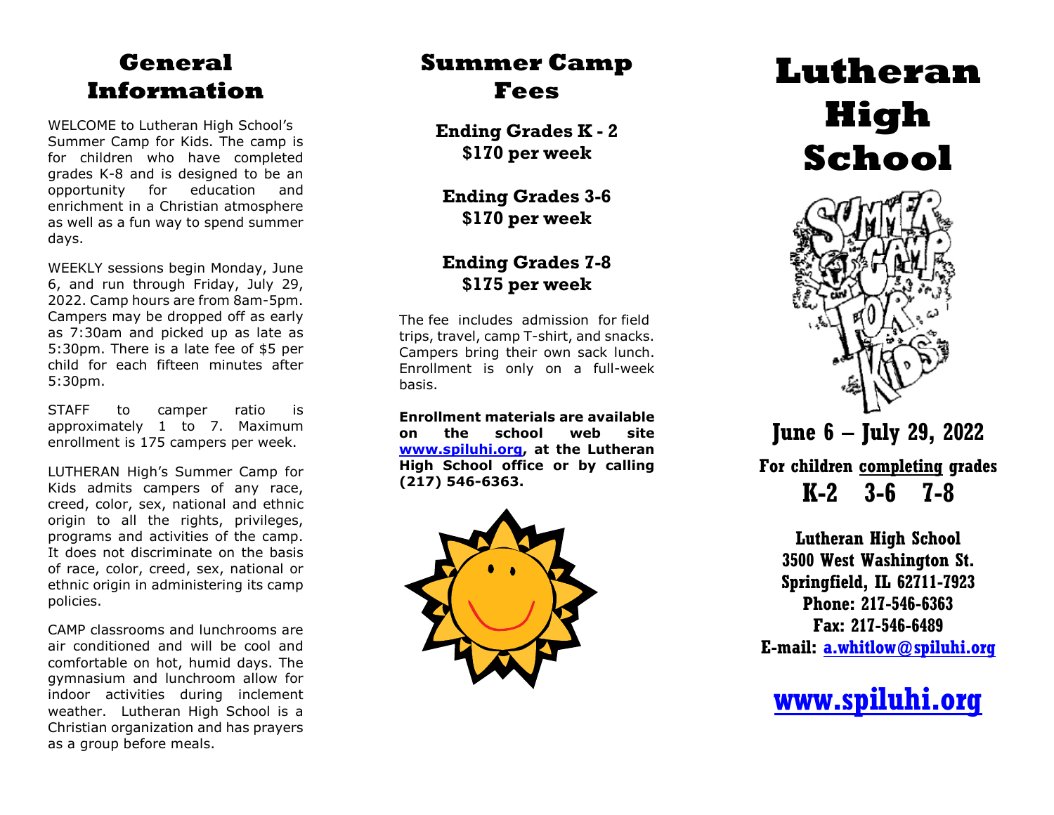## General Information

WELCOME to Lutheran High School's Summer Camp for Kids. The camp is for children who have completed grades K-8 and is designed to be an opportunity for education and enrichment in a Christian atmosphere as well as a fun way to spend summer days.

WEEKLY sessions begin Monday, June 6, and run through Friday, July 29, 2022. Camp hours are from 8am-5pm. Campers may be dropped off as early as 7:30am and picked up as late as 5:30pm. There is a late fee of $5 per child for each fifteen minutes after 5:30pm.

STAFF to camper ratio is approximately 1 to 7. Maximum enrollment is 175 campers per week.

LUTHERAN High's Summer Camp for Kids admits campers of any race, creed, color, sex, national and ethnic origin to all the rights, privileges, programs and activities of the camp. It does not discriminate on the basis of race, color, creed, sex, national or ethnic origin in administering its camp policies.

CAMP classrooms and lunchrooms are air conditioned and will be cool and comfortable on hot, humid days. The gymnasium and lunchroom allow for indoor activities during inclement weather. Lutheran High School is a Christian organization and has prayers as a group before meals.

## Summer Camp Fees

**Ending Grades K - 2**
**$170 per week**

**Ending Grades 3-6**
**$170 per week**

**Ending Grades 7-8**
**$175 per week**

The fee includes admission for field trips, travel, camp T-shirt, and snacks. Campers bring their own sack lunch. Enrollment is only on a full-week basis.

**Enrollment materials are available on the school web site www.spiluhi.org, at the Lutheran High School office or by calling (217) 546-6363.**

# Lutheran High School

**Summer Camp for Kids**

**June 6 – July 29, 2022**

**For children completing grades**

**K-2 3-6 7-8**

**Lutheran High School**
**3500 West Washington St.**
**Springfield, IL 62711-7923**
**Phone: 217-546-6363**
**Fax: 217-546-6489**
**E-mail: a.whitlow@spiluhi.org**

**www.spiluhi.org**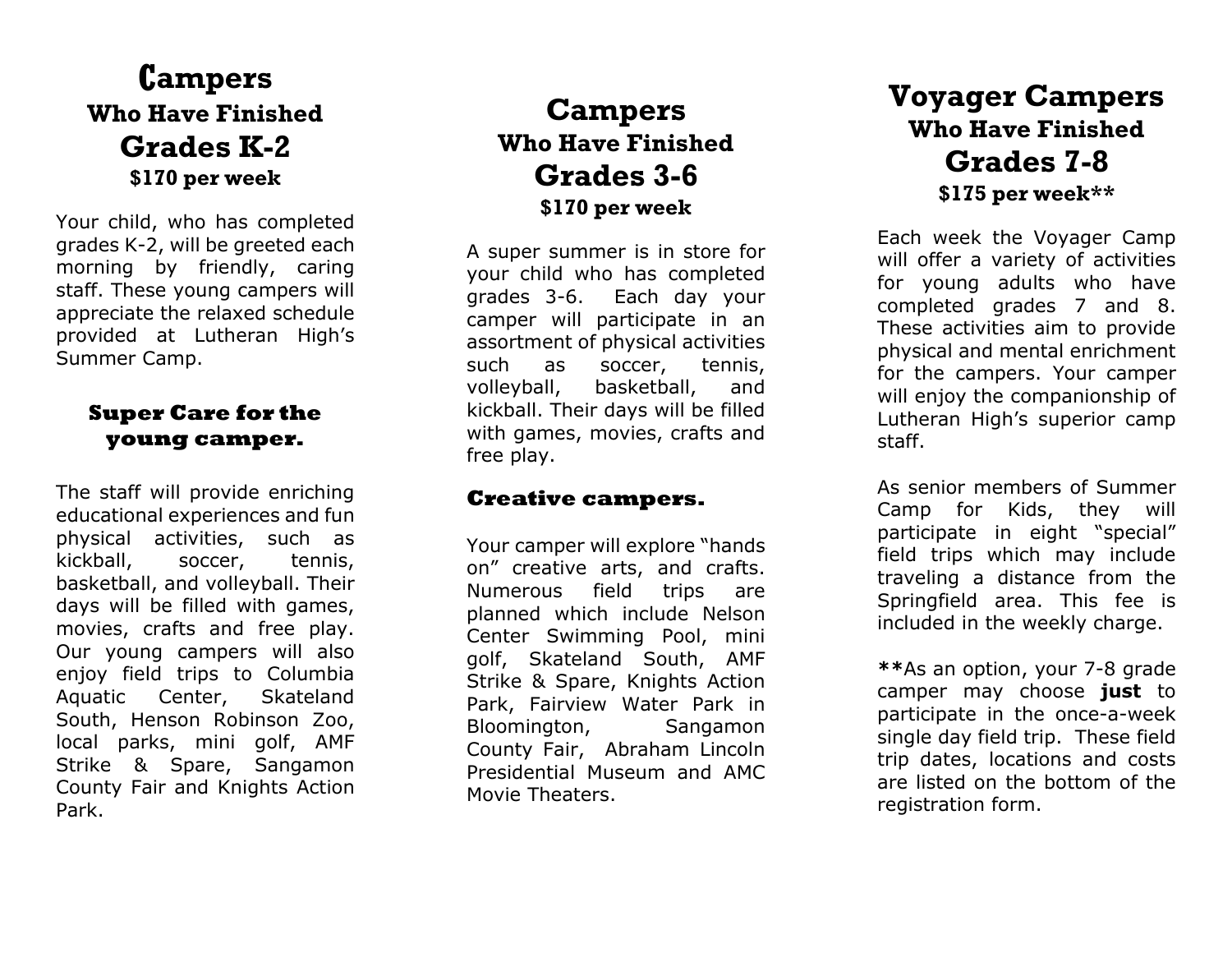# Campers
## Who Have Finished
# Grades K-2
### $170 per week

Your child, who has completed grades K-2, will be greeted each morning by friendly, caring staff. These young campers will appreciate the relaxed schedule provided at Lutheran High's Summer Camp.

### Super Care for the young camper.

The staff will provide enriching educational experiences and fun physical activities, such as kickball, soccer, tennis, basketball, and volleyball. Their days will be filled with games, movies, crafts and free play. Our young campers will also enjoy field trips to Columbia Aquatic Center, Skateland South, Henson Robinson Zoo, local parks, mini golf, AMF Strike & Spare, Sangamon County Fair and Knights Action Park.

# Campers
## Who Have Finished
# Grades 3-6
### $170 per week

A super summer is in store for your child who has completed grades 3-6. Each day your camper will participate in an assortment of physical activities such as soccer, tennis, volleyball, basketball, and kickball. Their days will be filled with games, movies, crafts and free play.

### Creative campers.

Your camper will explore "hands on" creative arts, and crafts. Numerous field trips are planned which include Nelson Center Swimming Pool, mini golf, Skateland South, AMF Strike & Spare, Knights Action Park, Fairview Water Park in Bloomington, Sangamon County Fair, Abraham Lincoln Presidential Museum and AMC Movie Theaters.

# Voyager Campers
## Who Have Finished
# Grades 7-8
### $175 per week**

Each week the Voyager Camp will offer a variety of activities for young adults who have completed grades 7 and 8. These activities aim to provide physical and mental enrichment for the campers. Your camper will enjoy the companionship of Lutheran High's superior camp staff.

As senior members of Summer Camp for Kids, they will participate in eight "special" field trips which may include traveling a distance from the Springfield area. This fee is included in the weekly charge.

**As an option, your 7-8 grade camper may choose **just** to participate in the once-a-week single day field trip. These field trip dates, locations and costs are listed on the bottom of the registration form.